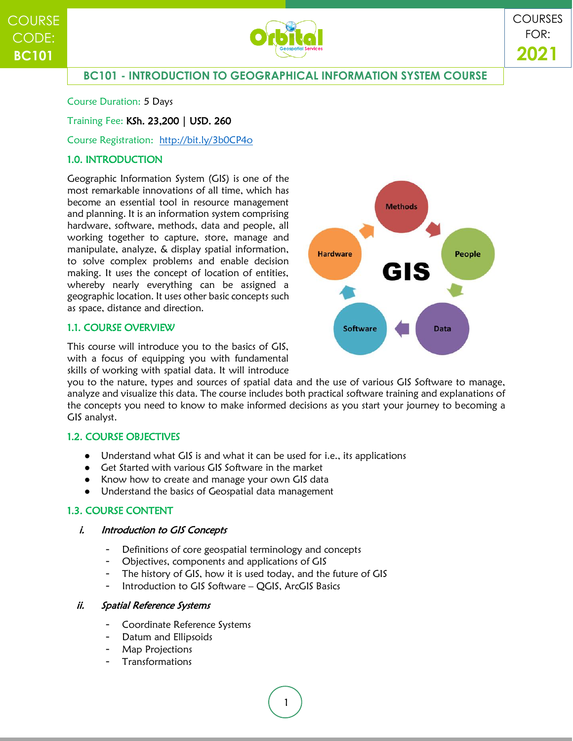COURSE CODE: **BC101**

COURSES FOR: **2021**

# BC101 - INTRODUCTION TO GEOGRAPHICAL INFORMATION SYSTEM COURSE

Course Duration: 5 Days

Training Fee: KSh. 23,200 | USD. 260

Course Registration: http://bit.ly/3b0CP4o

## 1.0. INTRODUCTION

Geographic Information System (GIS) is one of the most remarkable innovations of all time, which has become an essential tool in resource management and planning. It is an information system comprising hardware, software, methods, data and people, all working together to capture, store, manage and manipulate, analyze, & display spatial information, to solve complex problems and enable decision making. It uses the concept of location of entities, whereby nearly everything can be assigned a geographic location. It uses other basic concepts such as space, distance and direction.

### 1.1. COURSE OVERVIEW

This course will introduce you to the basics of GIS, with a focus of equipping you with fundamental skills of working with spatial data. It will introduce you to the nature, types and sources of spatial data and the use of various GIS Software to manage, analyze and visualize this data. The course includes both practical software training and explanations of the concepts you need to know to make informed decisions as you start your journey to becoming a GIS analyst.

### 1.2. COURSE OBJECTIVES

- Understand what GIS is and what it can be used for i.e., its applications
- Get Started with various GIS Software in the market
- Know how to create and manage your own GIS data
- Understand the basics of Geospatial data management

### 1.3. COURSE CONTENT

*i. Introduction to GIS Concepts*

- Definitions of core geospatial terminology and concepts
- Objectives, components and applications of GIS
- The history of GIS, how it is used today, and the future of GIS
- Introduction to GIS Software – QGIS, ArcGIS Basics

*ii. Spatial Reference Systems*

- Coordinate Reference Systems
- Datum and Ellipsoids
- Map Projections
- Transformations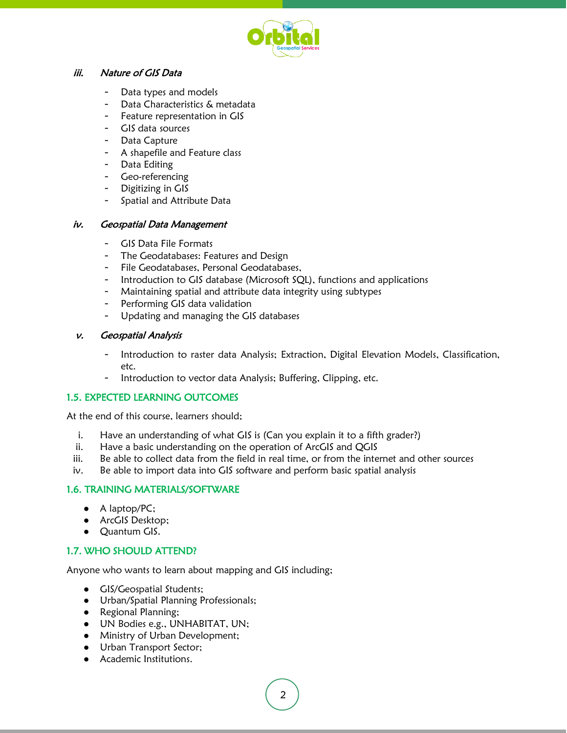### *iii. Nature of GIS Data*

- Data types and models
- Data Characteristics & metadata
- Feature representation in GIS
- GIS data sources
- Data Capture
- A shapefile and Feature class
- Data Editing
- Geo-referencing
- Digitizing in GIS
- Spatial and Attribute Data

### *iv. Geospatial Data Management*

- GIS Data File Formats
- The Geodatabases: Features and Design
- File Geodatabases, Personal Geodatabases,
- Introduction to GIS database (Microsoft SQL), functions and applications
- Maintaining spatial and attribute data integrity using subtypes
- Performing GIS data validation
- Updating and managing the GIS databases

### *v. Geospatial Analysis*

- Introduction to raster data Analysis; Extraction, Digital Elevation Models, Classification, etc.
- Introduction to vector data Analysis; Buffering, Clipping, etc.

## 1.5. EXPECTED LEARNING OUTCOMES

At the end of this course, learners should;

i. Have an understanding of what GIS is (Can you explain it to a fifth grader?)
ii. Have a basic understanding on the operation of ArcGIS and QGIS
iii. Be able to collect data from the field in real time, or from the internet and other sources
iv. Be able to import data into GIS software and perform basic spatial analysis

## 1.6. TRAINING MATERIALS/SOFTWARE

- A laptop/PC;
- ArcGIS Desktop;
- Quantum GIS.

## 1.7. WHO SHOULD ATTEND?

Anyone who wants to learn about mapping and GIS including;

- GIS/Geospatial Students;
- Urban/Spatial Planning Professionals;
- Regional Planning;
- UN Bodies e.g., UNHABITAT, UN;
- Ministry of Urban Development;
- Urban Transport Sector;
- Academic Institutions.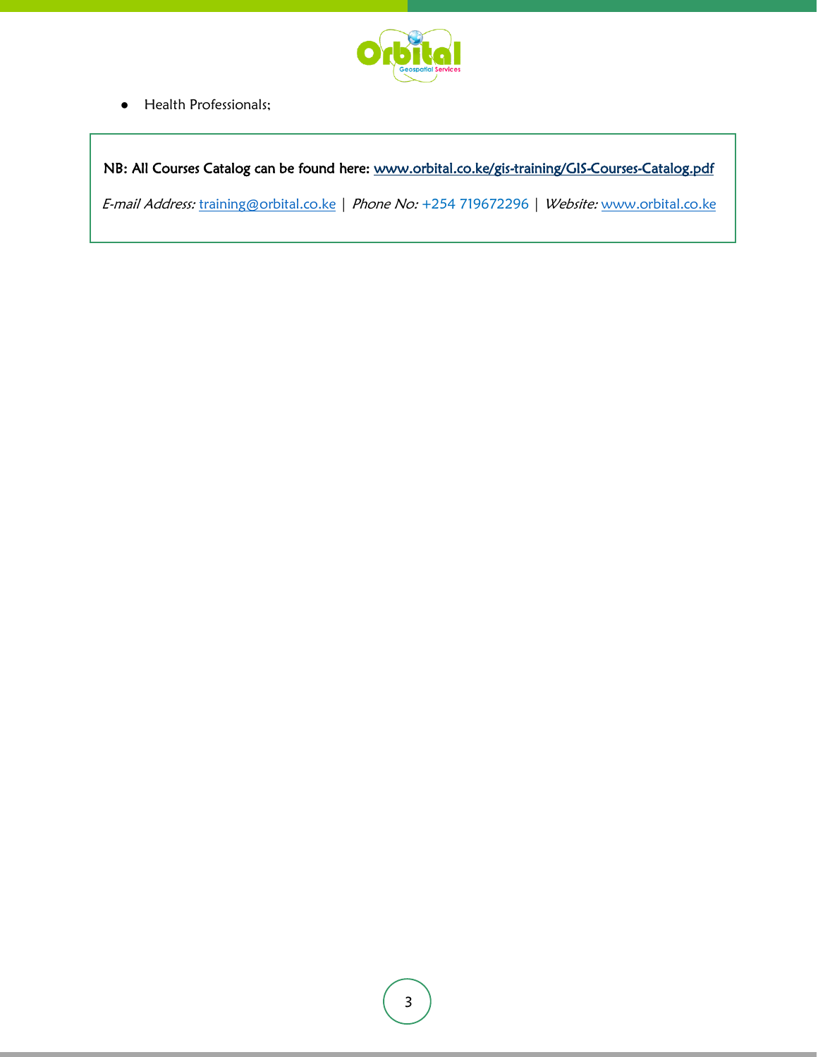- Health Professionals;

NB: All Courses Catalog can be found here: [www.orbital.co.ke/gis-training/GIS-Courses-Catalog.pdf](www.orbital.co.ke/gis-training/GIS-Courses-Catalog.pdf)

*E-mail Address:* [training@orbital.co.ke](mailto:training@orbital.co.ke) | *Phone No:* +254 719672296 | *Website:* [www.orbital.co.ke](www.orbital.co.ke)